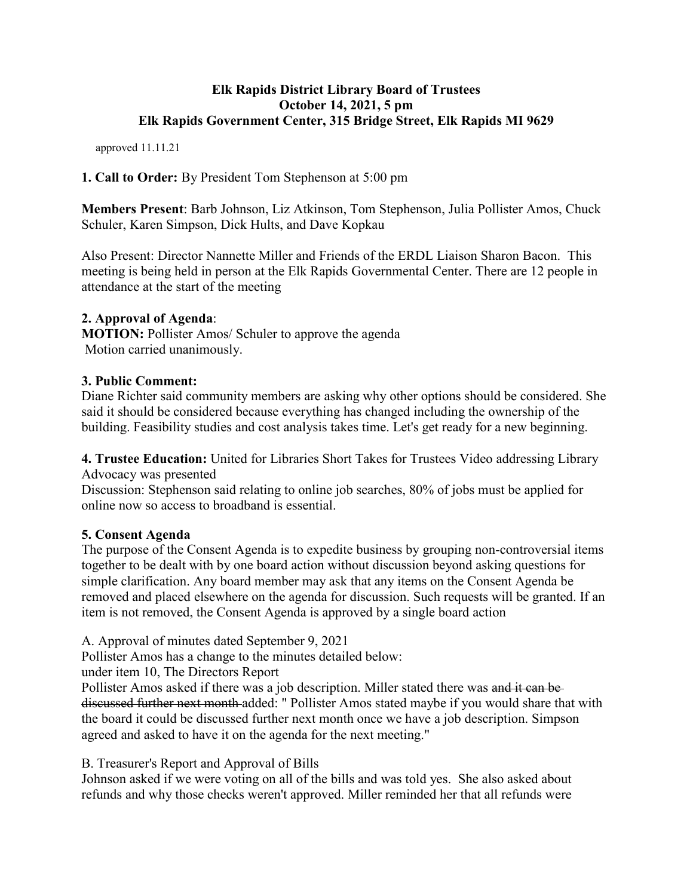**Elk Rapids District Library Board of Trustees**
**October 14, 2021, 5 pm**
**Elk Rapids Government Center, 315 Bridge Street, Elk Rapids MI 9629**

approved 11.11.21

**1. Call to Order:** By President Tom Stephenson at 5:00 pm

**Members Present**: Barb Johnson, Liz Atkinson, Tom Stephenson, Julia Pollister Amos, Chuck Schuler, Karen Simpson, Dick Hults, and Dave Kopkau

Also Present: Director Nannette Miller and Friends of the ERDL Liaison Sharon Bacon. This meeting is being held in person at the Elk Rapids Governmental Center. There are 12 people in attendance at the start of the meeting

**2. Approval of Agenda**:
**MOTION:** Pollister Amos/ Schuler to approve the agenda
Motion carried unanimously.

**3. Public Comment:**
Diane Richter said community members are asking why other options should be considered. She said it should be considered because everything has changed including the ownership of the building. Feasibility studies and cost analysis takes time. Let's get ready for a new beginning.

**4. Trustee Education:** United for Libraries Short Takes for Trustees Video addressing Library Advocacy was presented
Discussion: Stephenson said relating to online job searches, 80% of jobs must be applied for online now so access to broadband is essential.

**5. Consent Agenda**
The purpose of the Consent Agenda is to expedite business by grouping non-controversial items together to be dealt with by one board action without discussion beyond asking questions for simple clarification. Any board member may ask that any items on the Consent Agenda be removed and placed elsewhere on the agenda for discussion. Such requests will be granted. If an item is not removed, the Consent Agenda is approved by a single board action

A. Approval of minutes dated September 9, 2021
Pollister Amos has a change to the minutes detailed below:
under item 10, The Directors Report
Pollister Amos asked if there was a job description. Miller stated there was ~~and it can be discussed further next month~~ added: " Pollister Amos stated maybe if you would share that with the board it could be discussed further next month once we have a job description. Simpson agreed and asked to have it on the agenda for the next meeting."

B. Treasurer's Report and Approval of Bills
Johnson asked if we were voting on all of the bills and was told yes. She also asked about refunds and why those checks weren't approved. Miller reminded her that all refunds were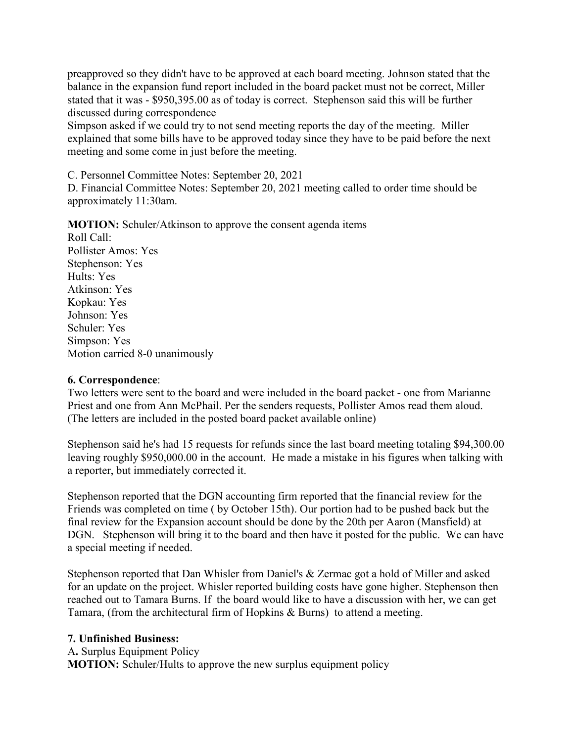preapproved so they didn't have to be approved at each board meeting. Johnson stated that the balance in the expansion fund report included in the board packet must not be correct, Miller stated that it was - $950,395.00 as of today is correct. Stephenson said this will be further discussed during correspondence

Simpson asked if we could try to not send meeting reports the day of the meeting. Miller explained that some bills have to be approved today since they have to be paid before the next meeting and some come in just before the meeting.

C. Personnel Committee Notes: September 20, 2021

D. Financial Committee Notes: September 20, 2021 meeting called to order time should be approximately 11:30am.

**MOTION:** Schuler/Atkinson to approve the consent agenda items

Roll Call:
Pollister Amos: Yes
Stephenson: Yes
Hults: Yes
Atkinson: Yes
Kopkau: Yes
Johnson: Yes
Schuler: Yes
Simpson: Yes
Motion carried 8-0 unanimously

**6. Correspondence**:

Two letters were sent to the board and were included in the board packet - one from Marianne Priest and one from Ann McPhail. Per the senders requests, Pollister Amos read them aloud. (The letters are included in the posted board packet available online)

Stephenson said he's had 15 requests for refunds since the last board meeting totaling $94,300.00 leaving roughly $950,000.00 in the account. He made a mistake in his figures when talking with a reporter, but immediately corrected it.

Stephenson reported that the DGN accounting firm reported that the financial review for the Friends was completed on time ( by October 15th). Our portion had to be pushed back but the final review for the Expansion account should be done by the 20th per Aaron (Mansfield) at DGN. Stephenson will bring it to the board and then have it posted for the public. We can have a special meeting if needed.

Stephenson reported that Dan Whisler from Daniel's & Zermac got a hold of Miller and asked for an update on the project. Whisler reported building costs have gone higher. Stephenson then reached out to Tamara Burns. If the board would like to have a discussion with her, we can get Tamara, (from the architectural firm of Hopkins & Burns) to attend a meeting.

**7. Unfinished Business:**

A**.** Surplus Equipment Policy

**MOTION:** Schuler/Hults to approve the new surplus equipment policy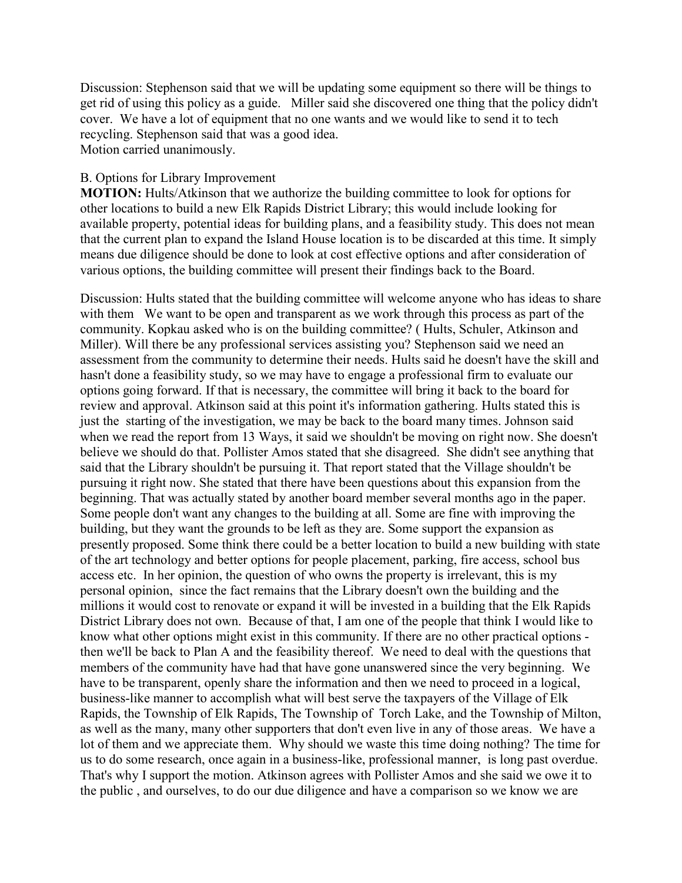Discussion: Stephenson said that we will be updating some equipment so there will be things to get rid of using this policy as a guide. Miller said she discovered one thing that the policy didn't cover. We have a lot of equipment that no one wants and we would like to send it to tech recycling. Stephenson said that was a good idea.
Motion carried unanimously.

B. Options for Library Improvement

**MOTION:** Hults/Atkinson that we authorize the building committee to look for options for other locations to build a new Elk Rapids District Library; this would include looking for available property, potential ideas for building plans, and a feasibility study. This does not mean that the current plan to expand the Island House location is to be discarded at this time. It simply means due diligence should be done to look at cost effective options and after consideration of various options, the building committee will present their findings back to the Board.

Discussion: Hults stated that the building committee will welcome anyone who has ideas to share with them We want to be open and transparent as we work through this process as part of the community. Kopkau asked who is on the building committee? ( Hults, Schuler, Atkinson and Miller). Will there be any professional services assisting you? Stephenson said we need an assessment from the community to determine their needs. Hults said he doesn't have the skill and hasn't done a feasibility study, so we may have to engage a professional firm to evaluate our options going forward. If that is necessary, the committee will bring it back to the board for review and approval. Atkinson said at this point it's information gathering. Hults stated this is just the starting of the investigation, we may be back to the board many times. Johnson said when we read the report from 13 Ways, it said we shouldn't be moving on right now. She doesn't believe we should do that. Pollister Amos stated that she disagreed. She didn't see anything that said that the Library shouldn't be pursuing it. That report stated that the Village shouldn't be pursuing it right now. She stated that there have been questions about this expansion from the beginning. That was actually stated by another board member several months ago in the paper. Some people don't want any changes to the building at all. Some are fine with improving the building, but they want the grounds to be left as they are. Some support the expansion as presently proposed. Some think there could be a better location to build a new building with state of the art technology and better options for people placement, parking, fire access, school bus access etc. In her opinion, the question of who owns the property is irrelevant, this is my personal opinion, since the fact remains that the Library doesn't own the building and the millions it would cost to renovate or expand it will be invested in a building that the Elk Rapids District Library does not own. Because of that, I am one of the people that think I would like to know what other options might exist in this community. If there are no other practical options - then we'll be back to Plan A and the feasibility thereof. We need to deal with the questions that members of the community have had that have gone unanswered since the very beginning. We have to be transparent, openly share the information and then we need to proceed in a logical, business-like manner to accomplish what will best serve the taxpayers of the Village of Elk Rapids, the Township of Elk Rapids, The Township of Torch Lake, and the Township of Milton, as well as the many, many other supporters that don't even live in any of those areas. We have a lot of them and we appreciate them. Why should we waste this time doing nothing? The time for us to do some research, once again in a business-like, professional manner, is long past overdue. That's why I support the motion. Atkinson agrees with Pollister Amos and she said we owe it to the public , and ourselves, to do our due diligence and have a comparison so we know we are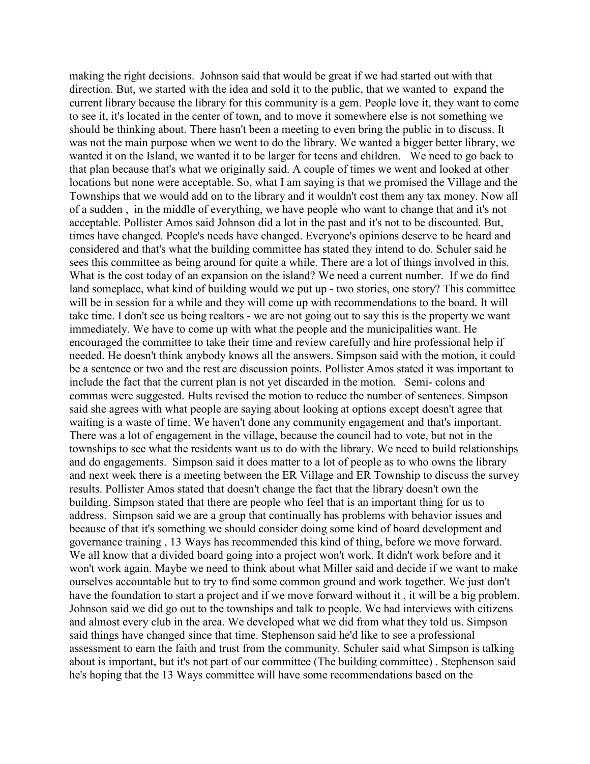making the right decisions. Johnson said that would be great if we had started out with that direction. But, we started with the idea and sold it to the public, that we wanted to expand the current library because the library for this community is a gem. People love it, they want to come to see it, it's located in the center of town, and to move it somewhere else is not something we should be thinking about. There hasn't been a meeting to even bring the public in to discuss. It was not the main purpose when we went to do the library. We wanted a bigger better library, we wanted it on the Island, we wanted it to be larger for teens and children. We need to go back to that plan because that's what we originally said. A couple of times we went and looked at other locations but none were acceptable. So, what I am saying is that we promised the Village and the Townships that we would add on to the library and it wouldn't cost them any tax money. Now all of a sudden , in the middle of everything, we have people who want to change that and it's not acceptable. Pollister Amos said Johnson did a lot in the past and it's not to be discounted. But, times have changed. People's needs have changed. Everyone's opinions deserve to be heard and considered and that's what the building committee has stated they intend to do. Schuler said he sees this committee as being around for quite a while. There are a lot of things involved in this. What is the cost today of an expansion on the island? We need a current number. If we do find land someplace, what kind of building would we put up - two stories, one story? This committee will be in session for a while and they will come up with recommendations to the board. It will take time. I don't see us being realtors - we are not going out to say this is the property we want immediately. We have to come up with what the people and the municipalities want. He encouraged the committee to take their time and review carefully and hire professional help if needed. He doesn't think anybody knows all the answers. Simpson said with the motion, it could be a sentence or two and the rest are discussion points. Pollister Amos stated it was important to include the fact that the current plan is not yet discarded in the motion. Semi- colons and commas were suggested. Hults revised the motion to reduce the number of sentences. Simpson said she agrees with what people are saying about looking at options except doesn't agree that waiting is a waste of time. We haven't done any community engagement and that's important. There was a lot of engagement in the village, because the council had to vote, but not in the townships to see what the residents want us to do with the library. We need to build relationships and do engagements. Simpson said it does matter to a lot of people as to who owns the library and next week there is a meeting between the ER Village and ER Township to discuss the survey results. Pollister Amos stated that doesn't change the fact that the library doesn't own the building. Simpson stated that there are people who feel that is an important thing for us to address. Simpson said we are a group that continually has problems with behavior issues and because of that it's something we should consider doing some kind of board development and governance training , 13 Ways has recommended this kind of thing, before we move forward. We all know that a divided board going into a project won't work. It didn't work before and it won't work again. Maybe we need to think about what Miller said and decide if we want to make ourselves accountable but to try to find some common ground and work together. We just don't have the foundation to start a project and if we move forward without it , it will be a big problem. Johnson said we did go out to the townships and talk to people. We had interviews with citizens and almost every club in the area. We developed what we did from what they told us. Simpson said things have changed since that time. Stephenson said he'd like to see a professional assessment to earn the faith and trust from the community. Schuler said what Simpson is talking about is important, but it's not part of our committee (The building committee) . Stephenson said he's hoping that the 13 Ways committee will have some recommendations based on the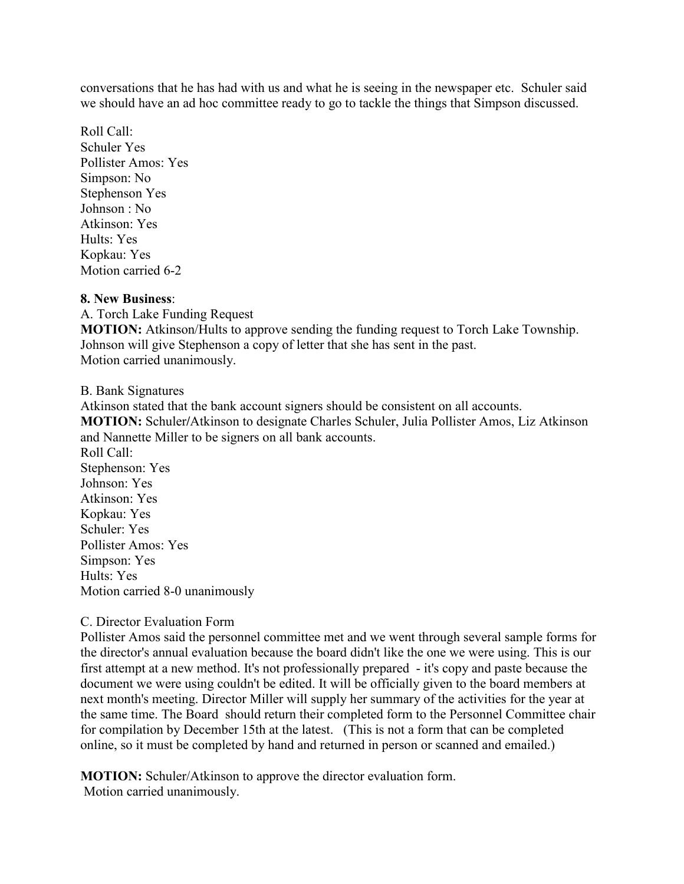conversations that he has had with us and what he is seeing in the newspaper etc. Schuler said we should have an ad hoc committee ready to go to tackle the things that Simpson discussed.

Roll Call:
Schuler Yes
Pollister Amos: Yes
Simpson: No
Stephenson Yes
Johnson : No
Atkinson: Yes
Hults: Yes
Kopkau: Yes
Motion carried 6-2

**8. New Business**:

A. Torch Lake Funding Request

**MOTION:** Atkinson/Hults to approve sending the funding request to Torch Lake Township. Johnson will give Stephenson a copy of letter that she has sent in the past.
Motion carried unanimously.

B. Bank Signatures

Atkinson stated that the bank account signers should be consistent on all accounts.
**MOTION:** Schuler/Atkinson to designate Charles Schuler, Julia Pollister Amos, Liz Atkinson and Nannette Miller to be signers on all bank accounts.
Roll Call:
Stephenson: Yes
Johnson: Yes
Atkinson: Yes
Kopkau: Yes
Schuler: Yes
Pollister Amos: Yes
Simpson: Yes
Hults: Yes
Motion carried 8-0 unanimously

C. Director Evaluation Form

Pollister Amos said the personnel committee met and we went through several sample forms for the director's annual evaluation because the board didn't like the one we were using. This is our first attempt at a new method. It's not professionally prepared - it's copy and paste because the document we were using couldn't be edited. It will be officially given to the board members at next month's meeting. Director Miller will supply her summary of the activities for the year at the same time. The Board should return their completed form to the Personnel Committee chair for compilation by December 15th at the latest. (This is not a form that can be completed online, so it must be completed by hand and returned in person or scanned and emailed.)

**MOTION:** Schuler/Atkinson to approve the director evaluation form.
Motion carried unanimously.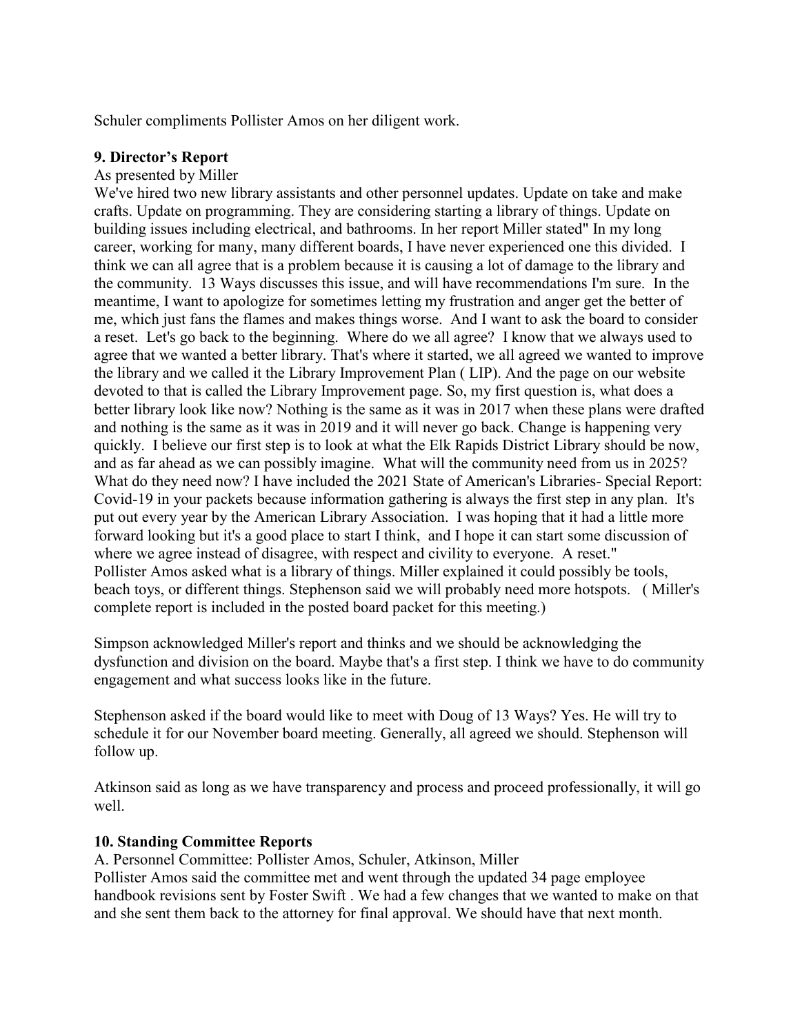Schuler compliments Pollister Amos on her diligent work.

**9. Director's Report**

As presented by Miller

We've hired two new library assistants and other personnel updates. Update on take and make crafts. Update on programming. They are considering starting a library of things. Update on building issues including electrical, and bathrooms. In her report Miller stated" In my long career, working for many, many different boards, I have never experienced one this divided. I think we can all agree that is a problem because it is causing a lot of damage to the library and the community. 13 Ways discusses this issue, and will have recommendations I'm sure. In the meantime, I want to apologize for sometimes letting my frustration and anger get the better of me, which just fans the flames and makes things worse. And I want to ask the board to consider a reset. Let's go back to the beginning. Where do we all agree? I know that we always used to agree that we wanted a better library. That's where it started, we all agreed we wanted to improve the library and we called it the Library Improvement Plan ( LIP). And the page on our website devoted to that is called the Library Improvement page. So, my first question is, what does a better library look like now? Nothing is the same as it was in 2017 when these plans were drafted and nothing is the same as it was in 2019 and it will never go back. Change is happening very quickly. I believe our first step is to look at what the Elk Rapids District Library should be now, and as far ahead as we can possibly imagine. What will the community need from us in 2025? What do they need now? I have included the 2021 State of American's Libraries- Special Report: Covid-19 in your packets because information gathering is always the first step in any plan. It's put out every year by the American Library Association. I was hoping that it had a little more forward looking but it's a good place to start I think, and I hope it can start some discussion of where we agree instead of disagree, with respect and civility to everyone. A reset."

Pollister Amos asked what is a library of things. Miller explained it could possibly be tools, beach toys, or different things. Stephenson said we will probably need more hotspots. ( Miller's complete report is included in the posted board packet for this meeting.)

Simpson acknowledged Miller's report and thinks and we should be acknowledging the dysfunction and division on the board. Maybe that's a first step. I think we have to do community engagement and what success looks like in the future.

Stephenson asked if the board would like to meet with Doug of 13 Ways? Yes. He will try to schedule it for our November board meeting. Generally, all agreed we should. Stephenson will follow up.

Atkinson said as long as we have transparency and process and proceed professionally, it will go well.

**10. Standing Committee Reports**

A. Personnel Committee: Pollister Amos, Schuler, Atkinson, Miller

Pollister Amos said the committee met and went through the updated 34 page employee handbook revisions sent by Foster Swift . We had a few changes that we wanted to make on that and she sent them back to the attorney for final approval. We should have that next month.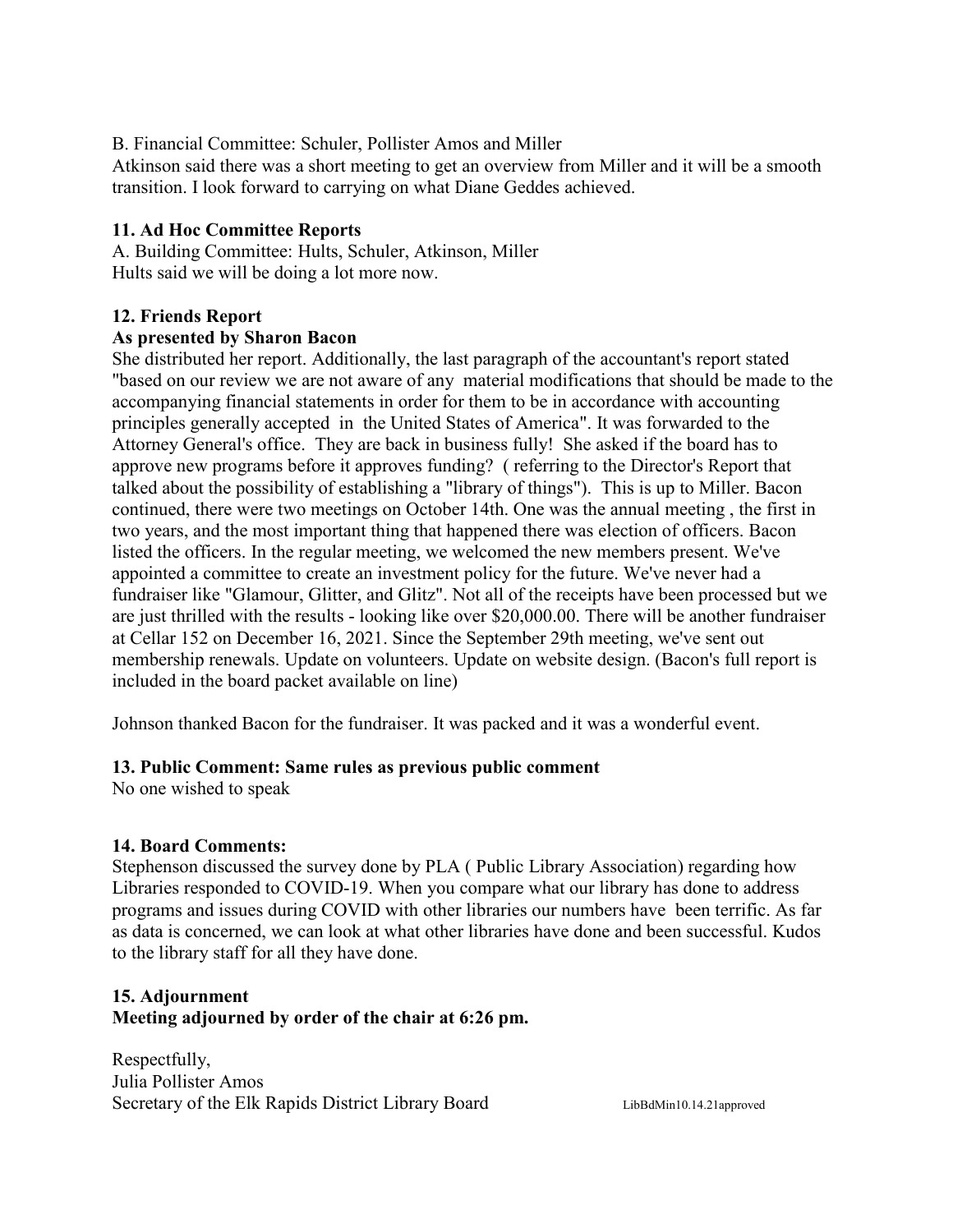B. Financial Committee: Schuler, Pollister Amos and Miller
Atkinson said there was a short meeting to get an overview from Miller and it will be a smooth transition. I look forward to carrying on what Diane Geddes achieved.

**11. Ad Hoc Committee Reports**

A. Building Committee: Hults, Schuler, Atkinson, Miller
Hults said we will be doing a lot more now.

**12. Friends Report**

**As presented by Sharon Bacon**

She distributed her report. Additionally, the last paragraph of the accountant's report stated "based on our review we are not aware of any material modifications that should be made to the accompanying financial statements in order for them to be in accordance with accounting principles generally accepted in the United States of America". It was forwarded to the Attorney General's office. They are back in business fully! She asked if the board has to approve new programs before it approves funding? ( referring to the Director's Report that talked about the possibility of establishing a "library of things"). This is up to Miller. Bacon continued, there were two meetings on October 14th. One was the annual meeting , the first in two years, and the most important thing that happened there was election of officers. Bacon listed the officers. In the regular meeting, we welcomed the new members present. We've appointed a committee to create an investment policy for the future. We've never had a fundraiser like "Glamour, Glitter, and Glitz". Not all of the receipts have been processed but we are just thrilled with the results - looking like over $20,000.00. There will be another fundraiser at Cellar 152 on December 16, 2021. Since the September 29th meeting, we've sent out membership renewals. Update on volunteers. Update on website design. (Bacon's full report is included in the board packet available on line)

Johnson thanked Bacon for the fundraiser. It was packed and it was a wonderful event.

**13. Public Comment: Same rules as previous public comment**

No one wished to speak

**14. Board Comments:**

Stephenson discussed the survey done by PLA ( Public Library Association) regarding how Libraries responded to COVID-19. When you compare what our library has done to address programs and issues during COVID with other libraries our numbers have been terrific. As far as data is concerned, we can look at what other libraries have done and been successful. Kudos to the library staff for all they have done.

**15. Adjournment**

**Meeting adjourned by order of the chair at 6:26 pm.**

Respectfully,
Julia Pollister Amos
Secretary of the Elk Rapids District Library Board

LibBdMin10.14.21approved